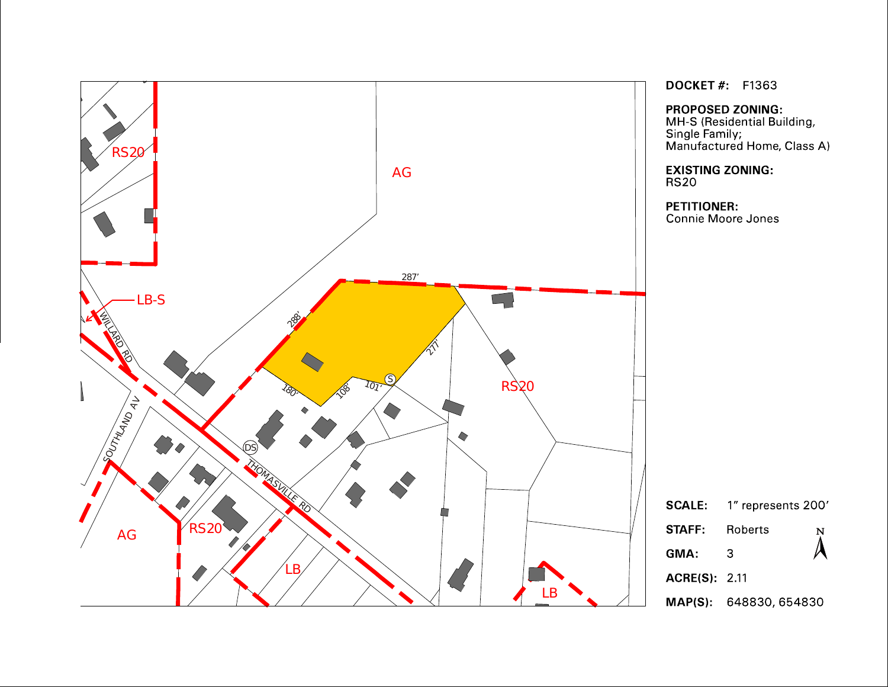**DOCKET #:** F1363

**PROPOSED ZONING:**
MH-S (Residential Building, Single Family; Manufactured Home, Class A)

**EXISTING ZONING:**
RS20

**PETITIONER:**
Connie Moore Jones

**SCALE:** 1" represents 200'

**STAFF:** Roberts

**GMA:** 3

**ACRE(S):** 2.11

**MAP(S):** 648830, 654830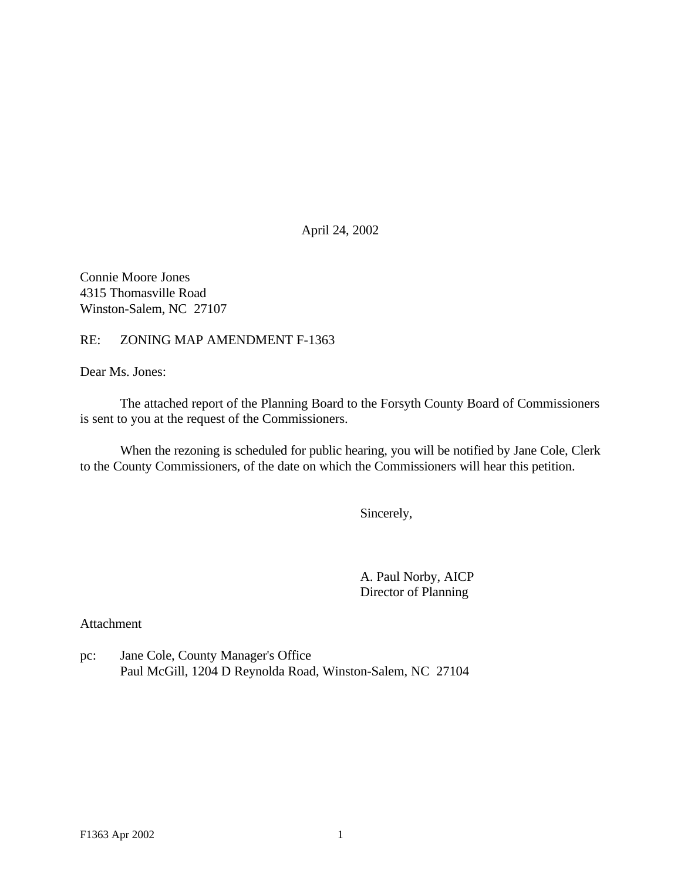April 24, 2002

Connie Moore Jones
4315 Thomasville Road
Winston-Salem, NC 27107

RE: ZONING MAP AMENDMENT F-1363

Dear Ms. Jones:

The attached report of the Planning Board to the Forsyth County Board of Commissioners is sent to you at the request of the Commissioners.

When the rezoning is scheduled for public hearing, you will be notified by Jane Cole, Clerk to the County Commissioners, of the date on which the Commissioners will hear this petition.

Sincerely,

A. Paul Norby, AICP
Director of Planning

Attachment

pc: Jane Cole, County Manager's Office
Paul McGill, 1204 D Reynolda Road, Winston-Salem, NC 27104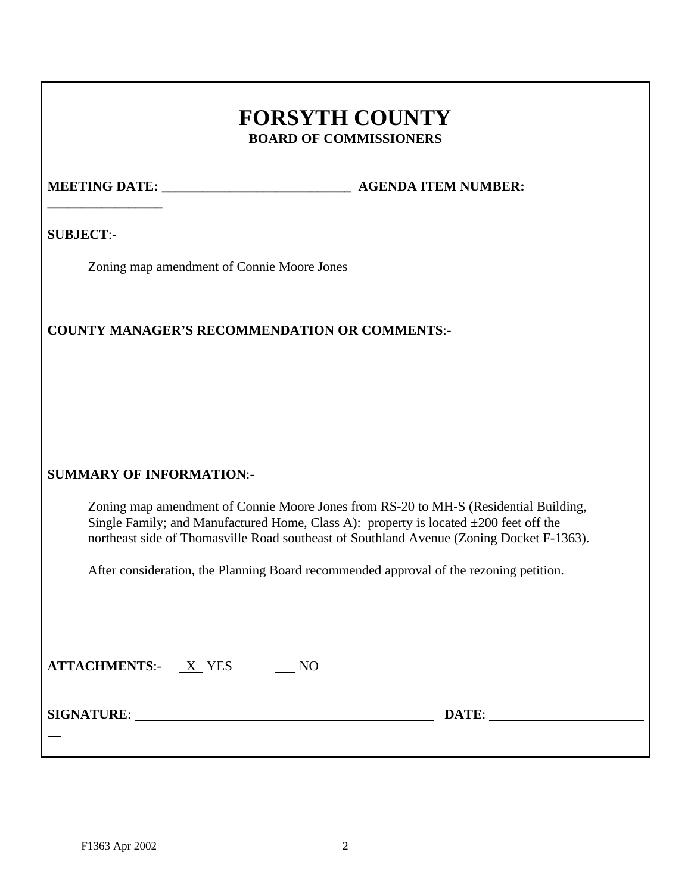# FORSYTH COUNTY

**BOARD OF COMMISSIONERS**

**MEETING DATE: ___________________________ AGENDA ITEM NUMBER: _________________**

**SUBJECT**:-

Zoning map amendment of Connie Moore Jones

**COUNTY MANAGER'S RECOMMENDATION OR COMMENTS**:-

**SUMMARY OF INFORMATION**:-

Zoning map amendment of Connie Moore Jones from RS-20 to MH-S (Residential Building, Single Family; and Manufactured Home, Class A): property is located ±200 feet off the northeast side of Thomasville Road southeast of Southland Avenue (Zoning Docket F-1363).

After consideration, the Planning Board recommended approval of the rezoning petition.

**ATTACHMENTS**:- X YES ___ NO

**SIGNATURE**: ______________________________ **DATE**: ______________________

F1363 Apr 2002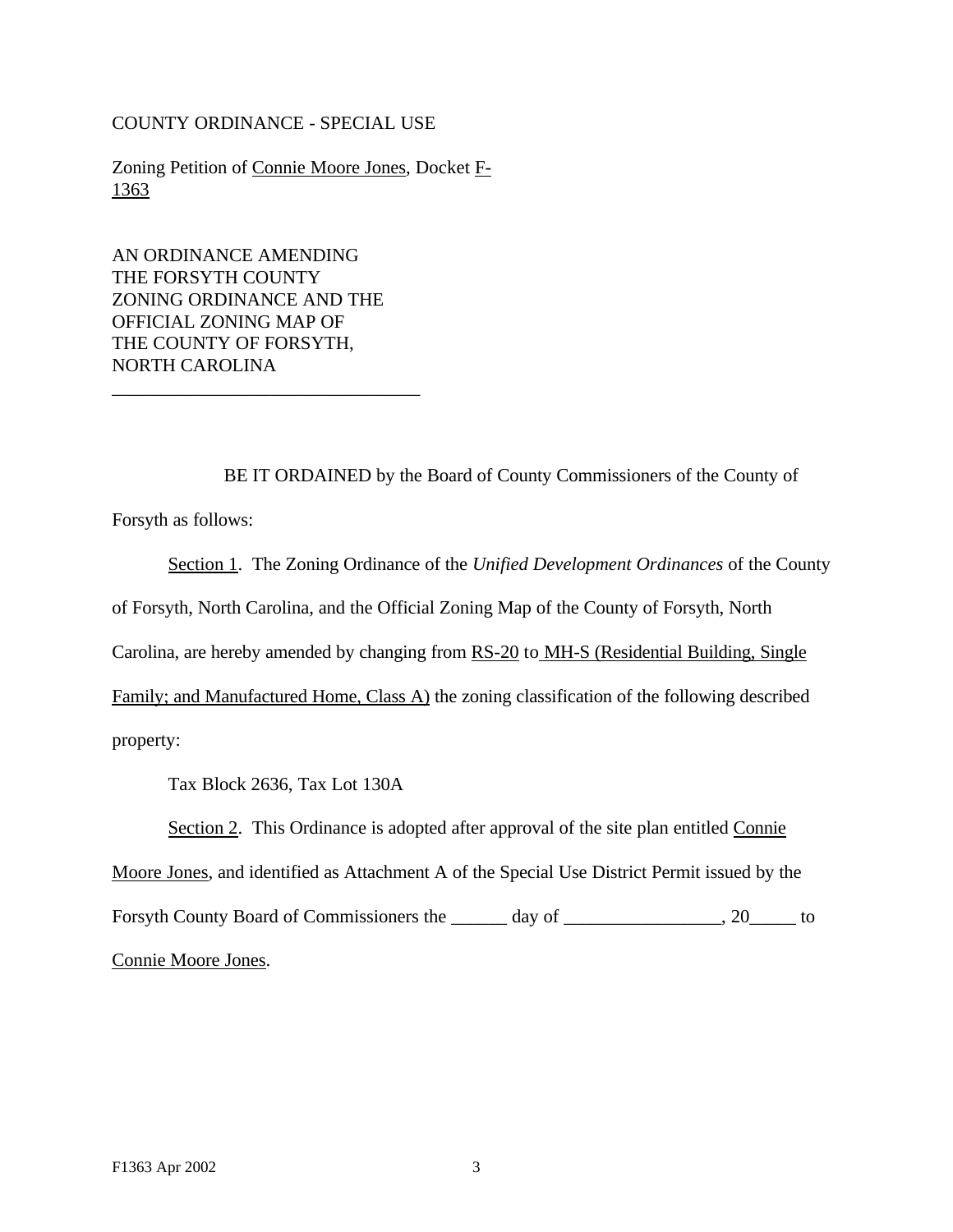COUNTY ORDINANCE - SPECIAL USE

Zoning Petition of Connie Moore Jones, Docket F-1363

AN ORDINANCE AMENDING
THE FORSYTH COUNTY
ZONING ORDINANCE AND THE
OFFICIAL ZONING MAP OF
THE COUNTY OF FORSYTH,
NORTH CAROLINA

________________________________

BE IT ORDAINED by the Board of County Commissioners of the County of Forsyth as follows:

Section 1. The Zoning Ordinance of the *Unified Development Ordinances* of the County of Forsyth, North Carolina, and the Official Zoning Map of the County of Forsyth, North Carolina, are hereby amended by changing from RS-20 to MH-S (Residential Building, Single Family; and Manufactured Home, Class A) the zoning classification of the following described property:

Tax Block 2636, Tax Lot 130A

Section 2. This Ordinance is adopted after approval of the site plan entitled Connie Moore Jones, and identified as Attachment A of the Special Use District Permit issued by the Forsyth County Board of Commissioners the ______ day of _________________, 20_____ to Connie Moore Jones.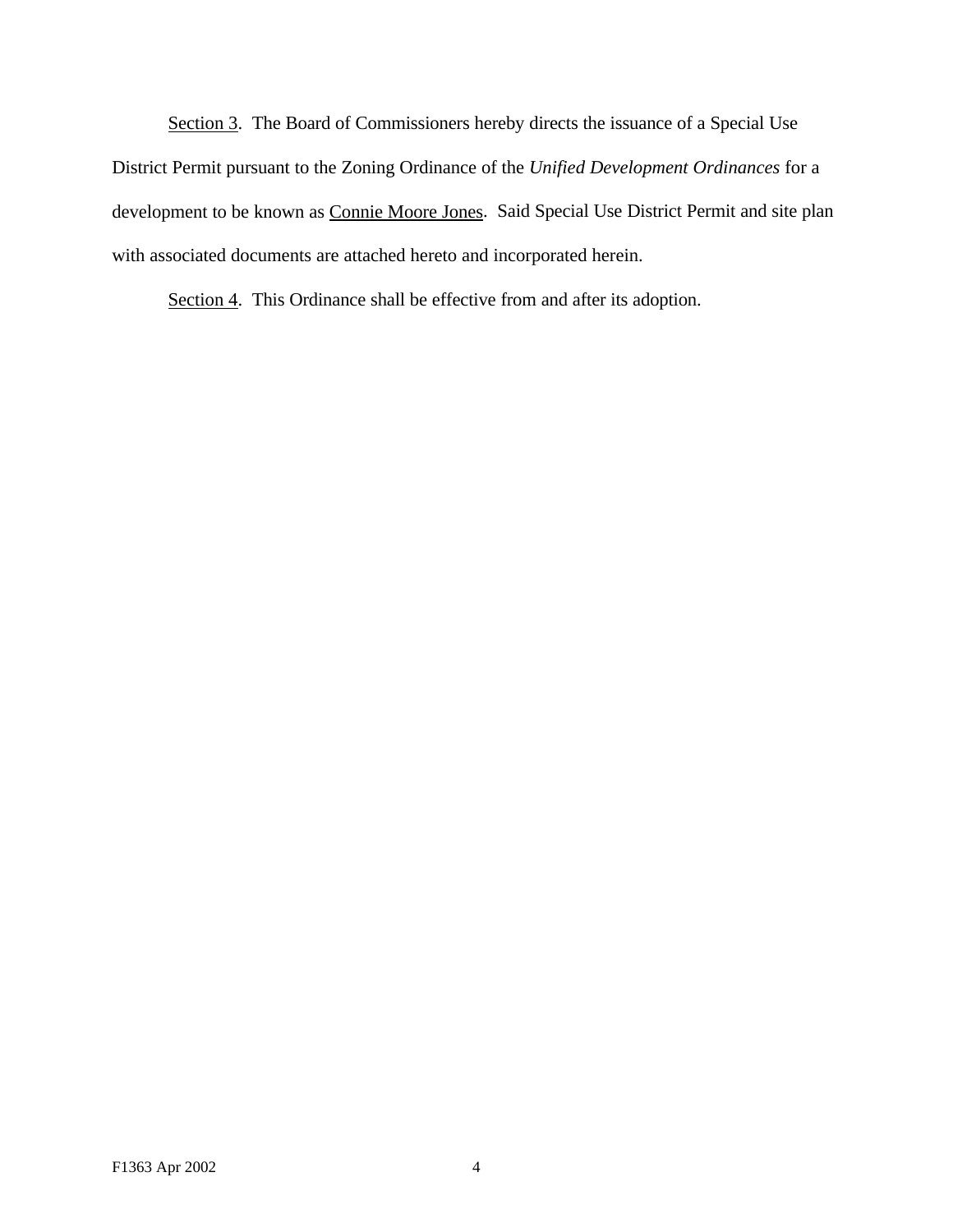Section 3. The Board of Commissioners hereby directs the issuance of a Special Use District Permit pursuant to the Zoning Ordinance of the *Unified Development Ordinances* for a development to be known as Connie Moore Jones. Said Special Use District Permit and site plan with associated documents are attached hereto and incorporated herein.

Section 4. This Ordinance shall be effective from and after its adoption.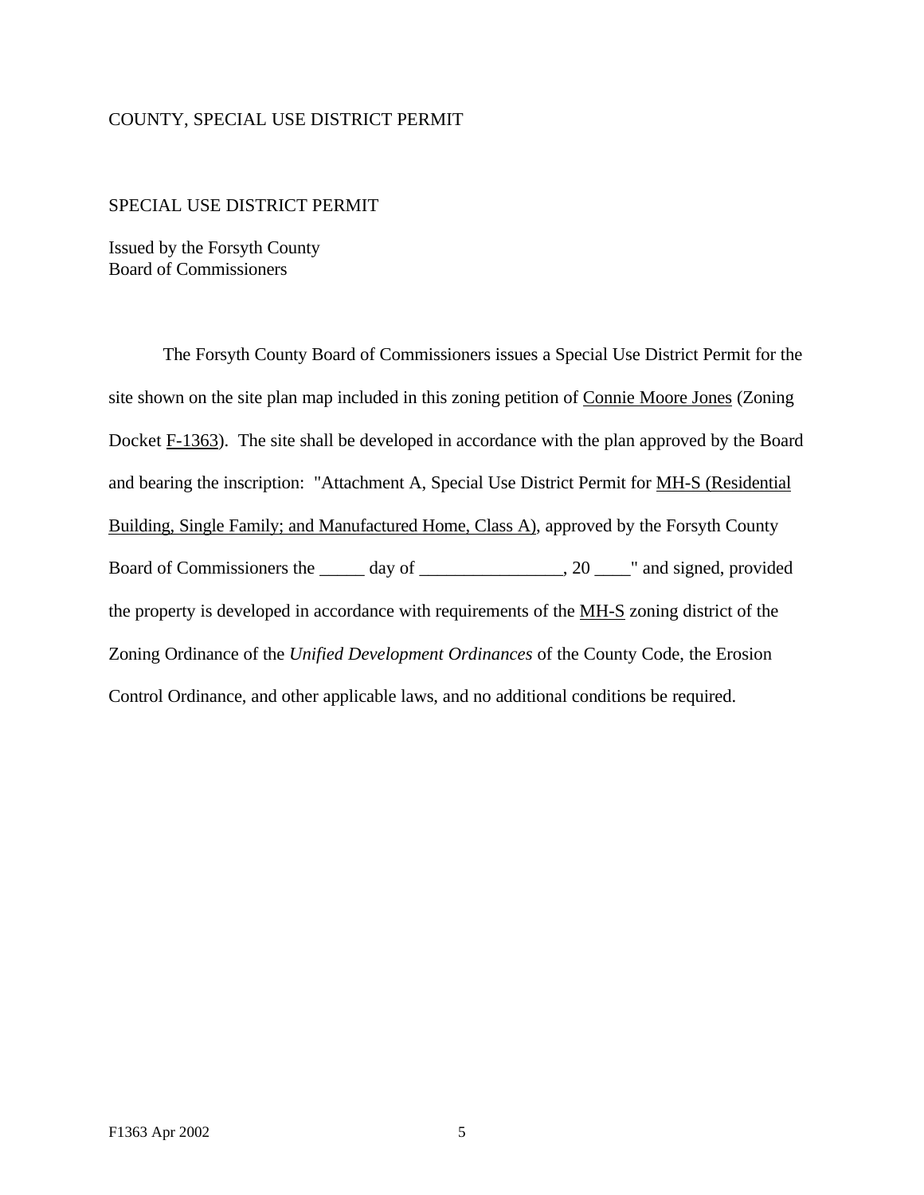COUNTY, SPECIAL USE DISTRICT PERMIT

SPECIAL USE DISTRICT PERMIT

Issued by the Forsyth County
Board of Commissioners

The Forsyth County Board of Commissioners issues a Special Use District Permit for the site shown on the site plan map included in this zoning petition of <u>Connie Moore Jones</u> (Zoning Docket <u>F-1363</u>). The site shall be developed in accordance with the plan approved by the Board and bearing the inscription: "Attachment A, Special Use District Permit for <u>MH-S (Residential Building, Single Family; and Manufactured Home, Class A)</u>, approved by the Forsyth County Board of Commissioners the _____ day of ________________, 20 ____" and signed, provided the property is developed in accordance with requirements of the <u>MH-S</u> zoning district of the Zoning Ordinance of the *Unified Development Ordinances* of the County Code, the Erosion Control Ordinance, and other applicable laws, and no additional conditions be required.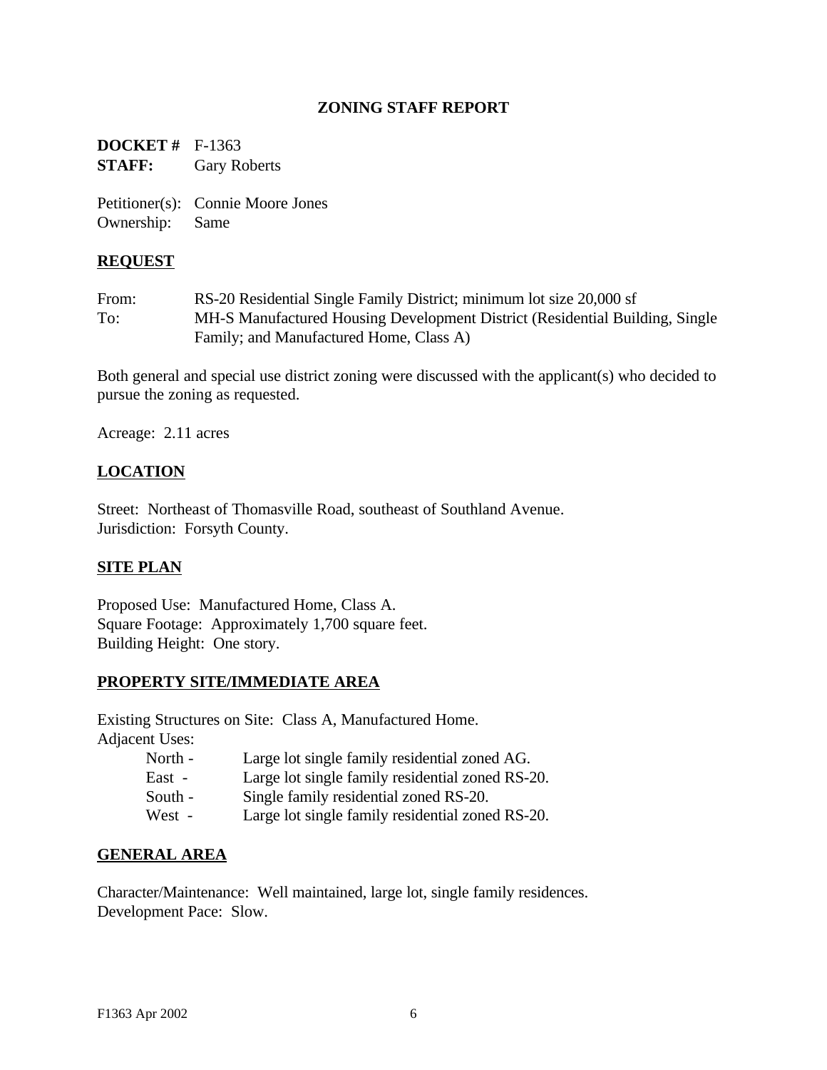## ZONING STAFF REPORT

**DOCKET #** F-1363
**STAFF:** Gary Roberts

Petitioner(s): Connie Moore Jones
Ownership: Same

### REQUEST

From: RS-20 Residential Single Family District; minimum lot size 20,000 sf
To: MH-S Manufactured Housing Development District (Residential Building, Single Family; and Manufactured Home, Class A)

Both general and special use district zoning were discussed with the applicant(s) who decided to pursue the zoning as requested.

Acreage: 2.11 acres

### LOCATION

Street: Northeast of Thomasville Road, southeast of Southland Avenue.
Jurisdiction: Forsyth County.

### SITE PLAN

Proposed Use: Manufactured Home, Class A.
Square Footage: Approximately 1,700 square feet.
Building Height: One story.

### PROPERTY SITE/IMMEDIATE AREA

Existing Structures on Site: Class A, Manufactured Home.
Adjacent Uses:

- North - Large lot single family residential zoned AG.
- East - Large lot single family residential zoned RS-20.
- South - Single family residential zoned RS-20.
- West - Large lot single family residential zoned RS-20.

### GENERAL AREA

Character/Maintenance: Well maintained, large lot, single family residences.
Development Pace: Slow.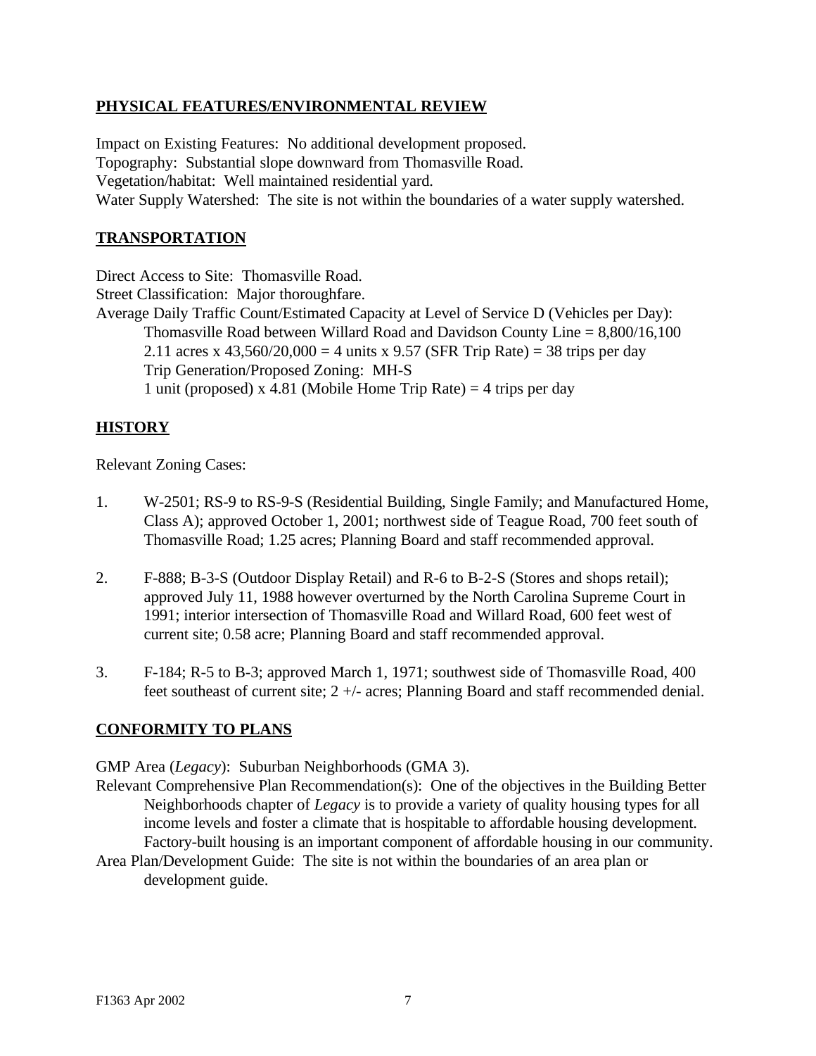## PHYSICAL FEATURES/ENVIRONMENTAL REVIEW

Impact on Existing Features: No additional development proposed.
Topography: Substantial slope downward from Thomasville Road.
Vegetation/habitat: Well maintained residential yard.
Water Supply Watershed: The site is not within the boundaries of a water supply watershed.

## TRANSPORTATION

Direct Access to Site: Thomasville Road.
Street Classification: Major thoroughfare.
Average Daily Traffic Count/Estimated Capacity at Level of Service D (Vehicles per Day):
Thomasville Road between Willard Road and Davidson County Line = 8,800/16,100
2.11 acres x 43,560/20,000 = 4 units x 9.57 (SFR Trip Rate) = 38 trips per day
Trip Generation/Proposed Zoning: MH-S
1 unit (proposed) x 4.81 (Mobile Home Trip Rate) = 4 trips per day

## HISTORY

Relevant Zoning Cases:

1. W-2501; RS-9 to RS-9-S (Residential Building, Single Family; and Manufactured Home, Class A); approved October 1, 2001; northwest side of Teague Road, 700 feet south of Thomasville Road; 1.25 acres; Planning Board and staff recommended approval.

2. F-888; B-3-S (Outdoor Display Retail) and R-6 to B-2-S (Stores and shops retail); approved July 11, 1988 however overturned by the North Carolina Supreme Court in 1991; interior intersection of Thomasville Road and Willard Road, 600 feet west of current site; 0.58 acre; Planning Board and staff recommended approval.

3. F-184; R-5 to B-3; approved March 1, 1971; southwest side of Thomasville Road, 400 feet southeast of current site; 2 +/- acres; Planning Board and staff recommended denial.

## CONFORMITY TO PLANS

GMP Area (*Legacy*): Suburban Neighborhoods (GMA 3).
Relevant Comprehensive Plan Recommendation(s): One of the objectives in the Building Better Neighborhoods chapter of *Legacy* is to provide a variety of quality housing types for all income levels and foster a climate that is hospitable to affordable housing development. Factory-built housing is an important component of affordable housing in our community.
Area Plan/Development Guide: The site is not within the boundaries of an area plan or development guide.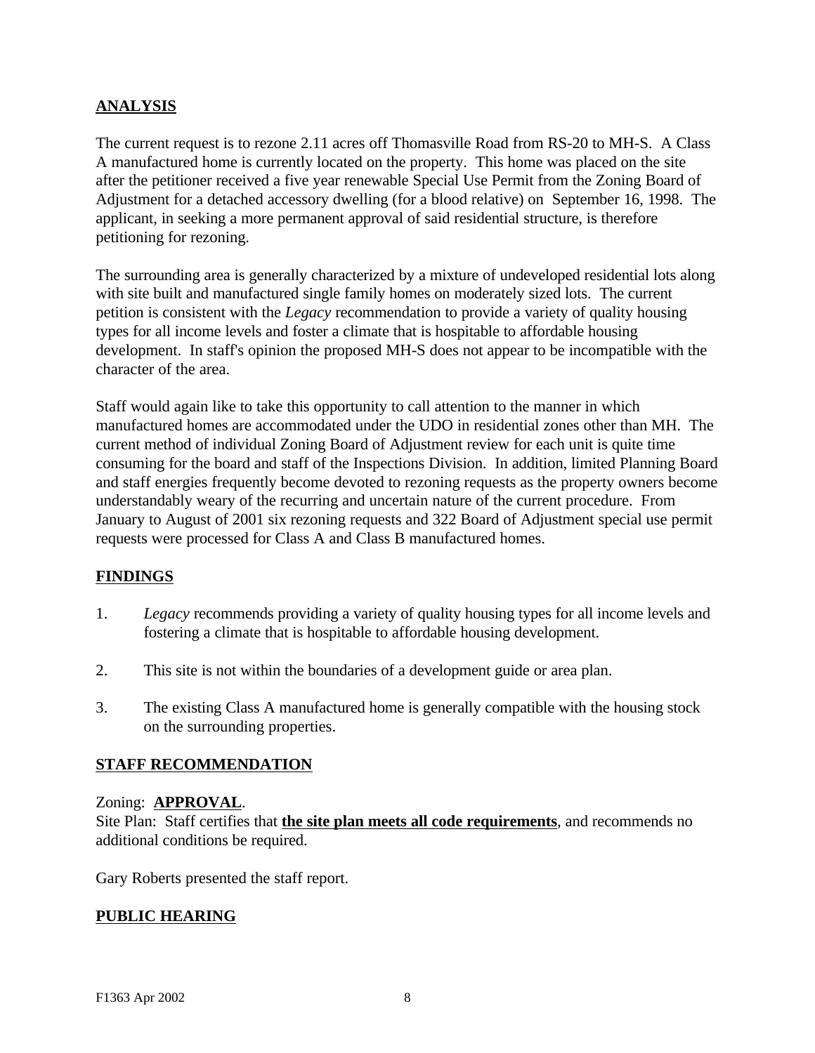## ANALYSIS

The current request is to rezone 2.11 acres off Thomasville Road from RS-20 to MH-S. A Class A manufactured home is currently located on the property. This home was placed on the site after the petitioner received a five year renewable Special Use Permit from the Zoning Board of Adjustment for a detached accessory dwelling (for a blood relative) on September 16, 1998. The applicant, in seeking a more permanent approval of said residential structure, is therefore petitioning for rezoning.

The surrounding area is generally characterized by a mixture of undeveloped residential lots along with site built and manufactured single family homes on moderately sized lots. The current petition is consistent with the *Legacy* recommendation to provide a variety of quality housing types for all income levels and foster a climate that is hospitable to affordable housing development. In staff's opinion the proposed MH-S does not appear to be incompatible with the character of the area.

Staff would again like to take this opportunity to call attention to the manner in which manufactured homes are accommodated under the UDO in residential zones other than MH. The current method of individual Zoning Board of Adjustment review for each unit is quite time consuming for the board and staff of the Inspections Division. In addition, limited Planning Board and staff energies frequently become devoted to rezoning requests as the property owners become understandably weary of the recurring and uncertain nature of the current procedure. From January to August of 2001 six rezoning requests and 322 Board of Adjustment special use permit requests were processed for Class A and Class B manufactured homes.

## FINDINGS

1. *Legacy* recommends providing a variety of quality housing types for all income levels and fostering a climate that is hospitable to affordable housing development.

2. This site is not within the boundaries of a development guide or area plan.

3. The existing Class A manufactured home is generally compatible with the housing stock on the surrounding properties.

## STAFF RECOMMENDATION

Zoning: **APPROVAL**.
Site Plan: Staff certifies that **the site plan meets all code requirements**, and recommends no additional conditions be required.

Gary Roberts presented the staff report.

## PUBLIC HEARING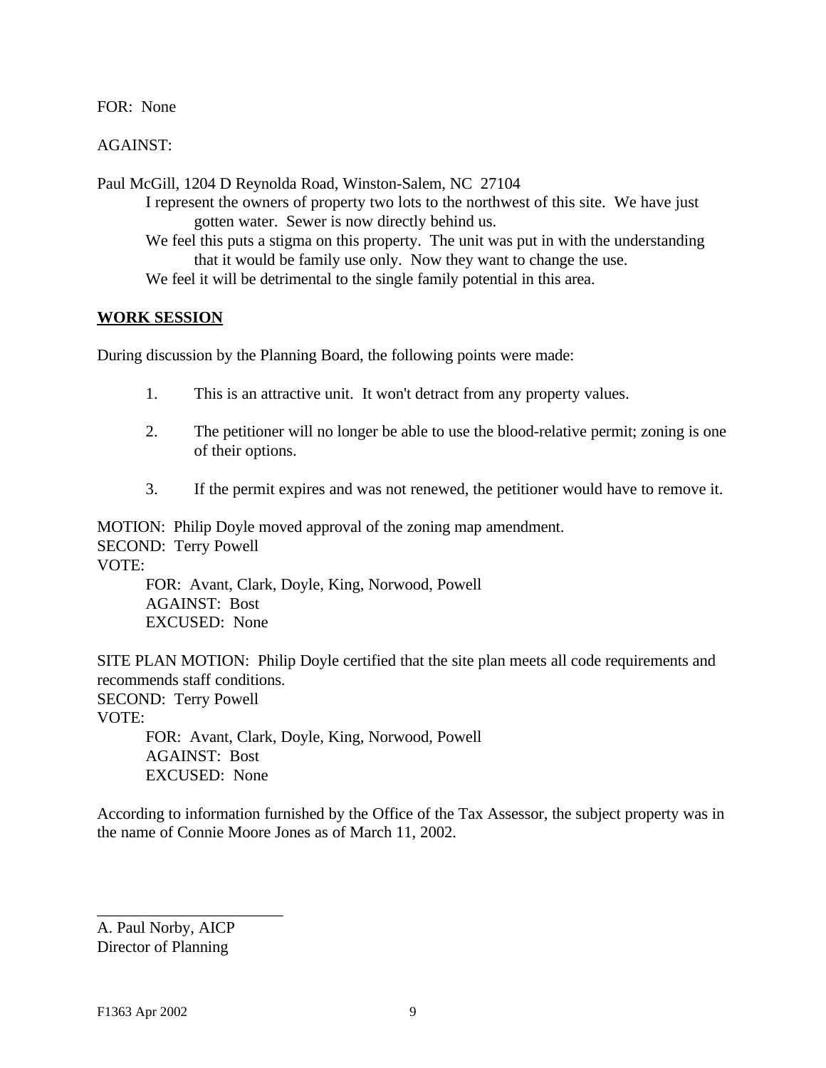FOR: None

AGAINST:

Paul McGill, 1204 D Reynolda Road, Winston-Salem, NC 27104

I represent the owners of property two lots to the northwest of this site. We have just gotten water. Sewer is now directly behind us.

We feel this puts a stigma on this property. The unit was put in with the understanding that it would be family use only. Now they want to change the use.

We feel it will be detrimental to the single family potential in this area.

**WORK SESSION**

During discussion by the Planning Board, the following points were made:

1. This is an attractive unit. It won't detract from any property values.
2. The petitioner will no longer be able to use the blood-relative permit; zoning is one of their options.
3. If the permit expires and was not renewed, the petitioner would have to remove it.

MOTION: Philip Doyle moved approval of the zoning map amendment.
SECOND: Terry Powell
VOTE:
FOR: Avant, Clark, Doyle, King, Norwood, Powell
AGAINST: Bost
EXCUSED: None

SITE PLAN MOTION: Philip Doyle certified that the site plan meets all code requirements and recommends staff conditions.
SECOND: Terry Powell
VOTE:
FOR: Avant, Clark, Doyle, King, Norwood, Powell
AGAINST: Bost
EXCUSED: None

According to information furnished by the Office of the Tax Assessor, the subject property was in the name of Connie Moore Jones as of March 11, 2002.

\_\_\_\_\_\_\_\_\_\_\_\_\_\_\_\_\_\_\_\_\_\_\_

A. Paul Norby, AICP
Director of Planning